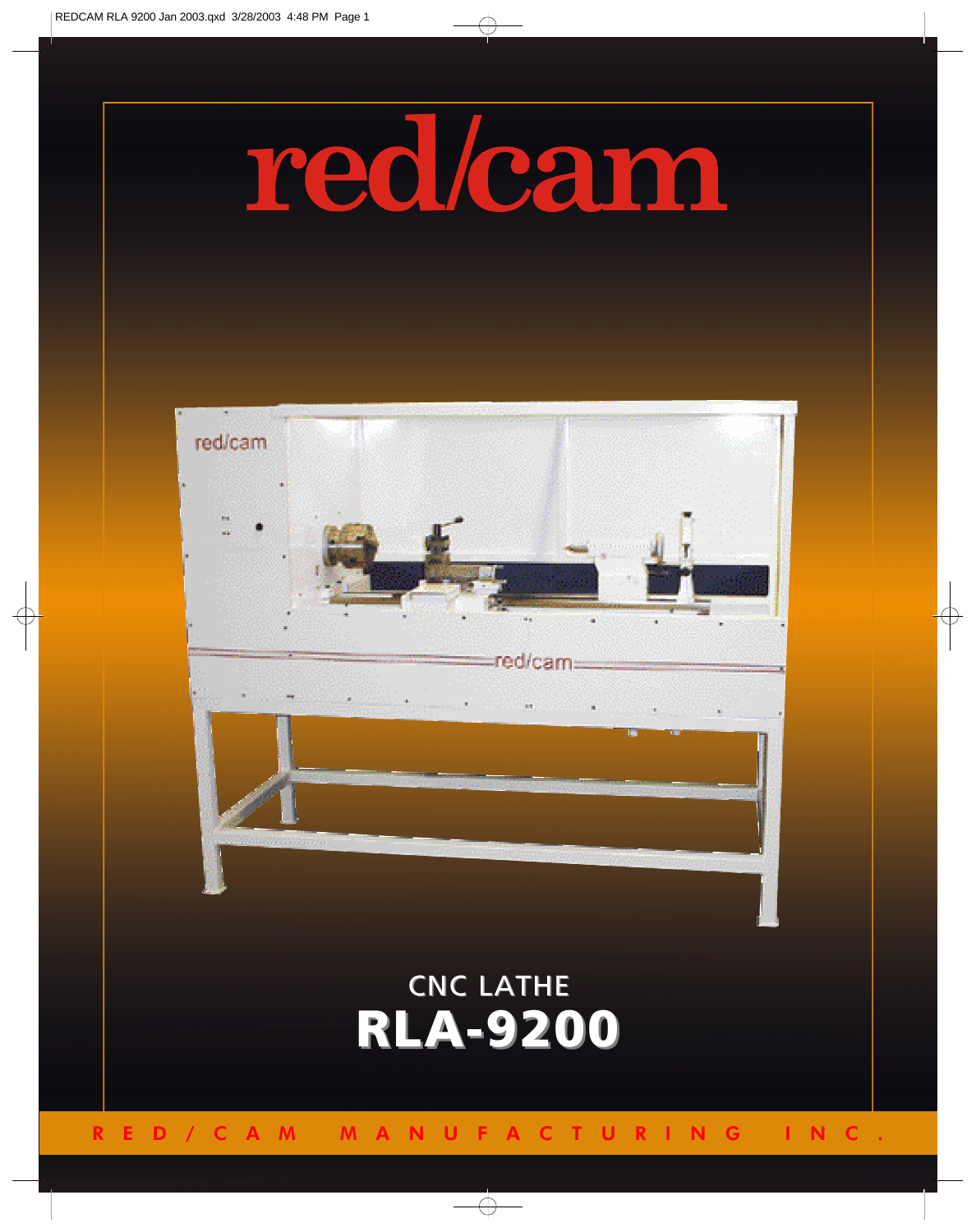# red/cam

## CNC LATHE

# RLA-9200

RED/CAM MANUFACTURING INC.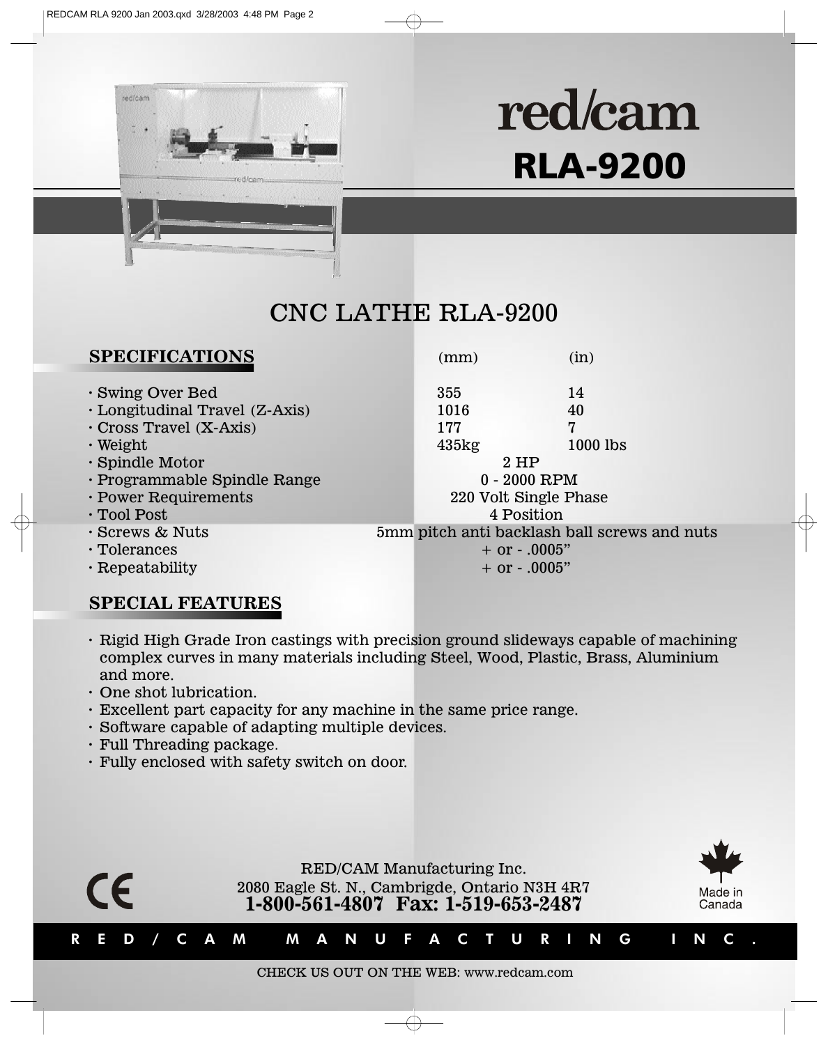# red/cam

## RLA-9200

## CNC LATHE RLA-9200

### SPECIFICATIONS

| | (mm) | (in) |
|---|---|---|
| · Swing Over Bed | 355 | 14 |
| · Longitudinal Travel (Z-Axis) | 1016 | 40 |
| · Cross Travel (X-Axis) | 177 | 7 |
| · Weight | 435kg | 1000 lbs |
| · Spindle Motor | 2 HP | |
| · Programmable Spindle Range | 0 - 2000 RPM | |
| · Power Requirements | 220 Volt Single Phase | |
| · Tool Post | 4 Position | |
| · Screws & Nuts | 5mm pitch anti backlash ball screws and nuts | |
| · Tolerances | + or - .0005" | |
| · Repeatability | + or - .0005" | |

### SPECIAL FEATURES

- Rigid High Grade Iron castings with precision ground slideways capable of machining complex curves in many materials including Steel, Wood, Plastic, Brass, Aluminium and more.
- One shot lubrication.
- Excellent part capacity for any machine in the same price range.
- Software capable of adapting multiple devices.
- Full Threading package.
- Fully enclosed with safety switch on door.

CE

RED/CAM Manufacturing Inc.
2080 Eagle St. N., Cambrigde, Ontario N3H 4R7
**1-800-561-4807 Fax: 1-519-653-2487**

Made in Canada

**R E D / C A M M A N U F A C T U R I N G I N C .**

CHECK US OUT ON THE WEB: www.redcam.com